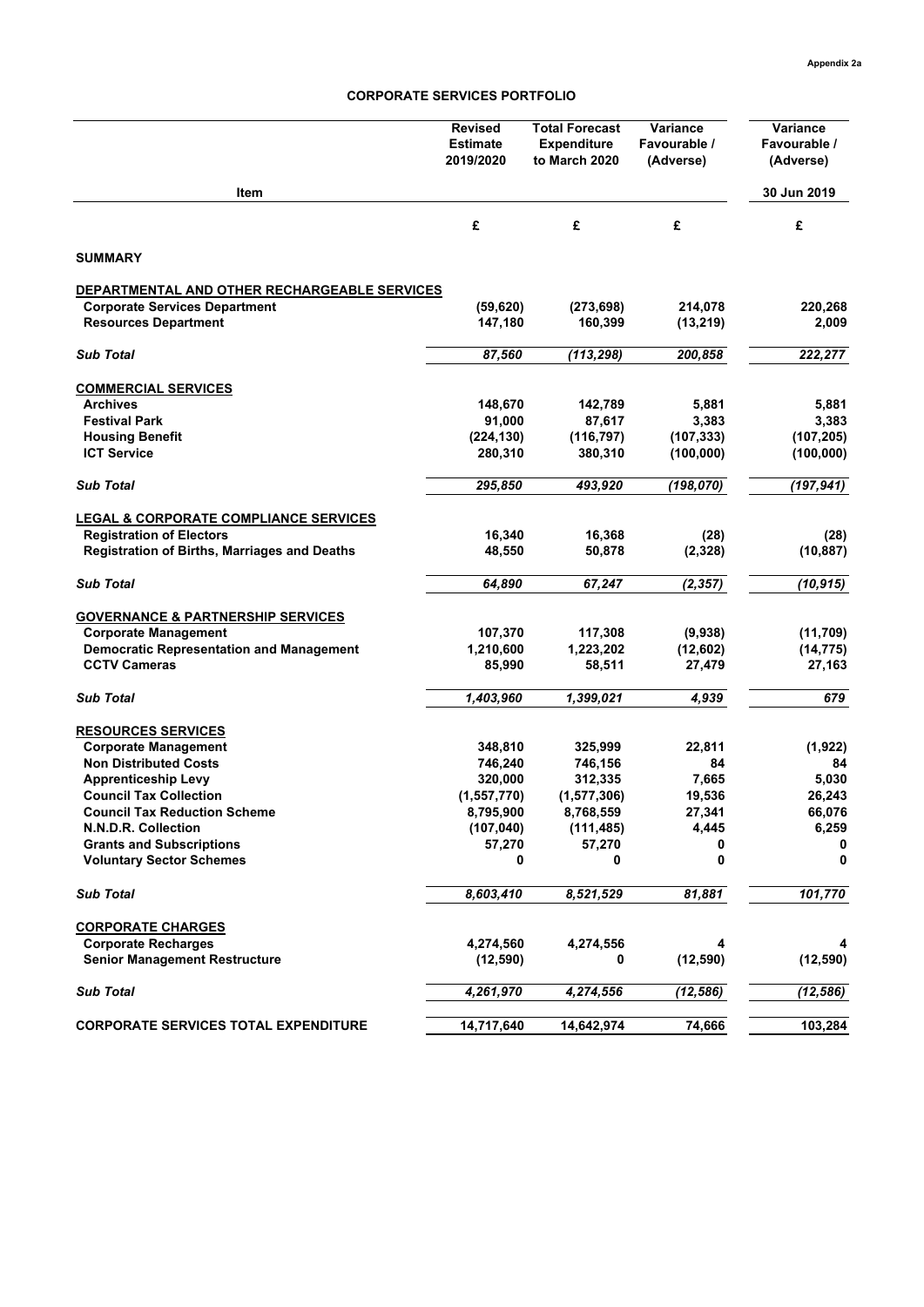Appendix 2a

# CORPORATE SERVICES PORTFOLIO

| Item | Revised Estimate 2019/2020 | Total Forecast Expenditure to March 2020 | Variance Favourable / (Adverse) | Variance Favourable / (Adverse) 30 Jun 2019 |
|---|---|---|---|---|
| | £ | £ | £ | £ |
| **SUMMARY** | | | | |
| **DEPARTMENTAL AND OTHER RECHARGEABLE SERVICES** | | | | |
| **Corporate Services Department** | **(59,620)** | **(273,698)** | **214,078** | **220,268** |
| **Resources Department** | **147,180** | **160,399** | **(13,219)** | **2,009** |
| ***Sub Total*** | ***87,560*** | ***(113,298)*** | ***200,858*** | ***222,277*** |
| **COMMERCIAL SERVICES** | | | | |
| **Archives** | **148,670** | **142,789** | **5,881** | **5,881** |
| **Festival Park** | **91,000** | **87,617** | **3,383** | **3,383** |
| **Housing Benefit** | **(224,130)** | **(116,797)** | **(107,333)** | **(107,205)** |
| **ICT Service** | **280,310** | **380,310** | **(100,000)** | **(100,000)** |
| ***Sub Total*** | ***295,850*** | ***493,920*** | ***(198,070)*** | ***(197,941)*** |
| **LEGAL & CORPORATE COMPLIANCE SERVICES** | | | | |
| **Registration of Electors** | **16,340** | **16,368** | **(28)** | **(28)** |
| **Registration of Births, Marriages and Deaths** | **48,550** | **50,878** | **(2,328)** | **(10,887)** |
| ***Sub Total*** | ***64,890*** | ***67,247*** | ***(2,357)*** | ***(10,915)*** |
| **GOVERNANCE & PARTNERSHIP SERVICES** | | | | |
| **Corporate Management** | **107,370** | **117,308** | **(9,938)** | **(11,709)** |
| **Democratic Representation and Management** | **1,210,600** | **1,223,202** | **(12,602)** | **(14,775)** |
| **CCTV Cameras** | **85,990** | **58,511** | **27,479** | **27,163** |
| ***Sub Total*** | ***1,403,960*** | ***1,399,021*** | ***4,939*** | ***679*** |
| **RESOURCES SERVICES** | | | | |
| **Corporate Management** | **348,810** | **325,999** | **22,811** | **(1,922)** |
| **Non Distributed Costs** | **746,240** | **746,156** | **84** | **84** |
| **Apprenticeship Levy** | **320,000** | **312,335** | **7,665** | **5,030** |
| **Council Tax Collection** | **(1,557,770)** | **(1,577,306)** | **19,536** | **26,243** |
| **Council Tax Reduction Scheme** | **8,795,900** | **8,768,559** | **27,341** | **66,076** |
| **N.N.D.R. Collection** | **(107,040)** | **(111,485)** | **4,445** | **6,259** |
| **Grants and Subscriptions** | **57,270** | **57,270** | **0** | **0** |
| **Voluntary Sector Schemes** | **0** | **0** | **0** | **0** |
| ***Sub Total*** | ***8,603,410*** | ***8,521,529*** | ***81,881*** | ***101,770*** |
| **CORPORATE CHARGES** | | | | |
| **Corporate Recharges** | **4,274,560** | **4,274,556** | **4** | **4** |
| **Senior Management Restructure** | **(12,590)** | **0** | **(12,590)** | **(12,590)** |
| ***Sub Total*** | ***4,261,970*** | ***4,274,556*** | ***(12,586)*** | ***(12,586)*** |
| **CORPORATE SERVICES TOTAL EXPENDITURE** | **14,717,640** | **14,642,974** | **74,666** | **103,284** |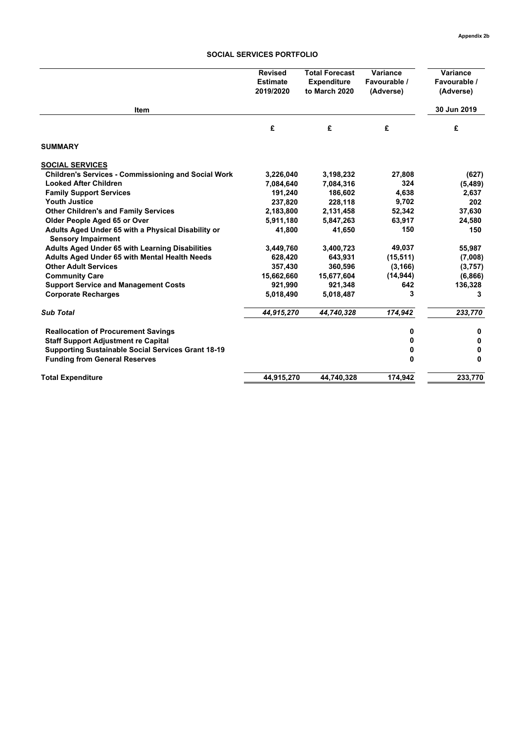Appendix 2b

# SOCIAL SERVICES PORTFOLIO

| Item | Revised Estimate 2019/2020 | Total Forecast Expenditure to March 2020 | Variance Favourable / (Adverse) | Variance Favourable / (Adverse) 30 Jun 2019 |
|---|---|---|---|---|
| | £ | £ | £ | £ |
| **SUMMARY** | | | | |
| **SOCIAL SERVICES** | | | | |
| **Children's Services - Commissioning and Social Work** | 3,226,040 | 3,198,232 | 27,808 | (627) |
| **Looked After Children** | 7,084,640 | 7,084,316 | 324 | (5,489) |
| **Family Support Services** | 191,240 | 186,602 | 4,638 | 2,637 |
| **Youth Justice** | 237,820 | 228,118 | 9,702 | 202 |
| **Other Children's and Family Services** | 2,183,800 | 2,131,458 | 52,342 | 37,630 |
| **Older People Aged 65 or Over** | 5,911,180 | 5,847,263 | 63,917 | 24,580 |
| **Adults Aged Under 65 with a Physical Disability or Sensory Impairment** | 41,800 | 41,650 | 150 | 150 |
| **Adults Aged Under 65 with Learning Disabilities** | 3,449,760 | 3,400,723 | 49,037 | 55,987 |
| **Adults Aged Under 65 with Mental Health Needs** | 628,420 | 643,931 | (15,511) | (7,008) |
| **Other Adult Services** | 357,430 | 360,596 | (3,166) | (3,757) |
| **Community Care** | 15,662,660 | 15,677,604 | (14,944) | (6,866) |
| **Support Service and Management Costs** | 921,990 | 921,348 | 642 | 136,328 |
| **Corporate Recharges** | 5,018,490 | 5,018,487 | 3 | 3 |
| ***Sub Total*** | *44,915,270* | *44,740,328* | *174,942* | *233,770* |
| **Reallocation of Procurement Savings** | | | 0 | 0 |
| **Staff Support Adjustment re Capital** | | | 0 | 0 |
| **Supporting Sustainable Social Services Grant 18-19** | | | 0 | 0 |
| **Funding from General Reserves** | | | 0 | 0 |
| **Total Expenditure** | 44,915,270 | 44,740,328 | 174,942 | 233,770 |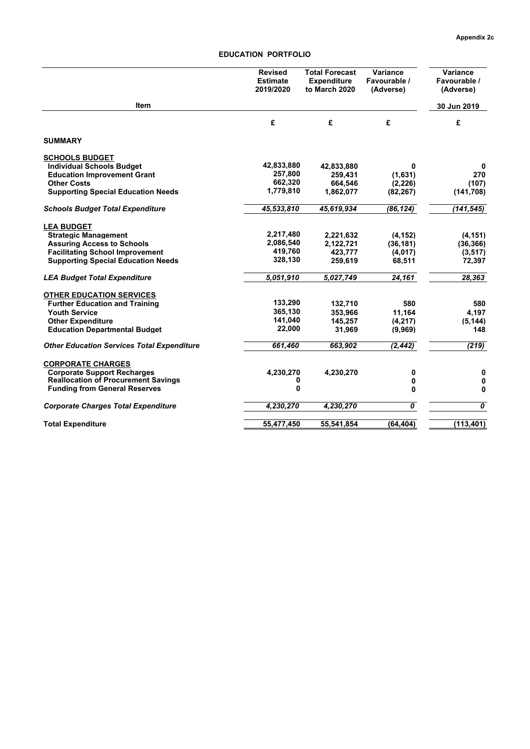Appendix 2c

## EDUCATION PORTFOLIO

| Item | Revised Estimate 2019/2020 | Total Forecast Expenditure to March 2020 | Variance Favourable / (Adverse) | Variance Favourable / (Adverse) 30 Jun 2019 |
|---|---|---|---|---|
| | £ | £ | £ | £ |
| **SUMMARY** | | | | |
| **SCHOOLS BUDGET** | | | | |
| **Individual Schools Budget** | 42,833,880 | 42,833,880 | 0 | 0 |
| **Education Improvement Grant** | 257,800 | 259,431 | (1,631) | 270 |
| **Other Costs** | 662,320 | 664,546 | (2,226) | (107) |
| **Supporting Special Education Needs** | 1,779,810 | 1,862,077 | (82,267) | (141,708) |
| ***Schools Budget Total Expenditure*** | *45,533,810* | *45,619,934* | *(86,124)* | *(141,545)* |
| **LEA BUDGET** | | | | |
| **Strategic Management** | 2,217,480 | 2,221,632 | (4,152) | (4,151) |
| **Assuring Access to Schools** | 2,086,540 | 2,122,721 | (36,181) | (36,366) |
| **Facilitating School Improvement** | 419,760 | 423,777 | (4,017) | (3,517) |
| **Supporting Special Education Needs** | 328,130 | 259,619 | 68,511 | 72,397 |
| ***LEA Budget Total Expenditure*** | *5,051,910* | *5,027,749* | *24,161* | *28,363* |
| **OTHER EDUCATION SERVICES** | | | | |
| **Further Education and Training** | 133,290 | 132,710 | 580 | 580 |
| **Youth Service** | 365,130 | 353,966 | 11,164 | 4,197 |
| **Other Expenditure** | 141,040 | 145,257 | (4,217) | (5,144) |
| **Education Departmental Budget** | 22,000 | 31,969 | (9,969) | 148 |
| ***Other Education Services Total Expenditure*** | *661,460* | *663,902* | *(2,442)* | *(219)* |
| **CORPORATE CHARGES** | | | | |
| **Corporate Support Recharges** | 4,230,270 | 4,230,270 | 0 | 0 |
| **Reallocation of Procurement Savings** | 0 | | 0 | 0 |
| **Funding from General Reserves** | 0 | | 0 | 0 |
| ***Corporate Charges Total Expenditure*** | *4,230,270* | *4,230,270* | *0* | *0* |
| **Total Expenditure** | 55,477,450 | 55,541,854 | (64,404) | (113,401) |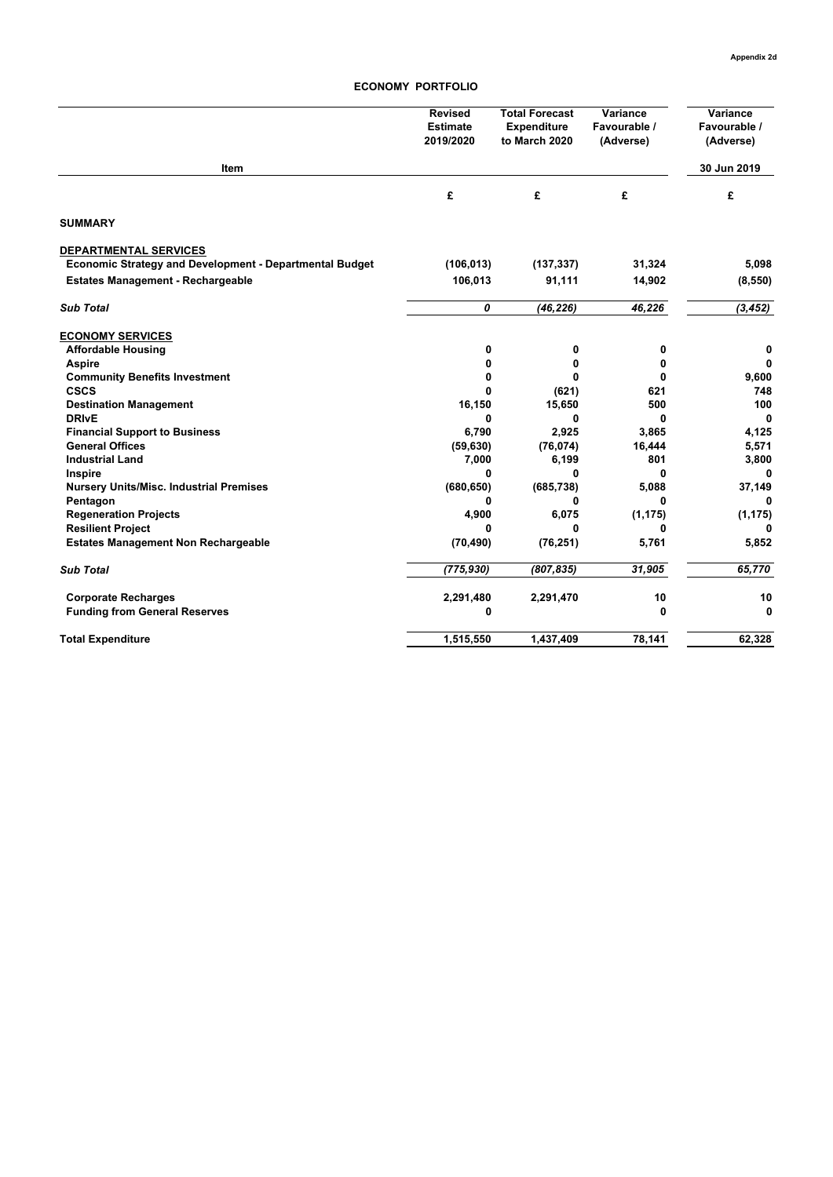Appendix 2d

## ECONOMY PORTFOLIO

| Item | Revised Estimate 2019/2020 | Total Forecast Expenditure to March 2020 | Variance Favourable / (Adverse) | Variance Favourable / (Adverse) 30 Jun 2019 |
|---|---|---|---|---|
| | £ | £ | £ | £ |
| **SUMMARY** | | | | |
| **DEPARTMENTAL SERVICES** | | | | |
| **Economic Strategy and Development - Departmental Budget** | (106,013) | (137,337) | 31,324 | 5,098 |
| **Estates Management - Rechargeable** | 106,013 | 91,111 | 14,902 | (8,550) |
| ***Sub Total*** | *0* | *(46,226)* | *46,226* | *(3,452)* |
| **ECONOMY SERVICES** | | | | |
| **Affordable Housing** | 0 | 0 | 0 | 0 |
| **Aspire** | 0 | 0 | 0 | 0 |
| **Community Benefits Investment** | 0 | 0 | 0 | 9,600 |
| **CSCS** | 0 | (621) | 621 | 748 |
| **Destination Management** | 16,150 | 15,650 | 500 | 100 |
| **DRIvE** | 0 | 0 | 0 | 0 |
| **Financial Support to Business** | 6,790 | 2,925 | 3,865 | 4,125 |
| **General Offices** | (59,630) | (76,074) | 16,444 | 5,571 |
| **Industrial Land** | 7,000 | 6,199 | 801 | 3,800 |
| **Inspire** | 0 | 0 | 0 | 0 |
| **Nursery Units/Misc. Industrial Premises** | (680,650) | (685,738) | 5,088 | 37,149 |
| **Pentagon** | 0 | 0 | 0 | 0 |
| **Regeneration Projects** | 4,900 | 6,075 | (1,175) | (1,175) |
| **Resilient Project** | 0 | 0 | 0 | 0 |
| **Estates Management Non Rechargeable** | (70,490) | (76,251) | 5,761 | 5,852 |
| ***Sub Total*** | *(775,930)* | *(807,835)* | *31,905* | *65,770* |
| **Corporate Recharges** | 2,291,480 | 2,291,470 | 10 | 10 |
| **Funding from General Reserves** | 0 | | 0 | 0 |
| **Total Expenditure** | 1,515,550 | 1,437,409 | 78,141 | 62,328 |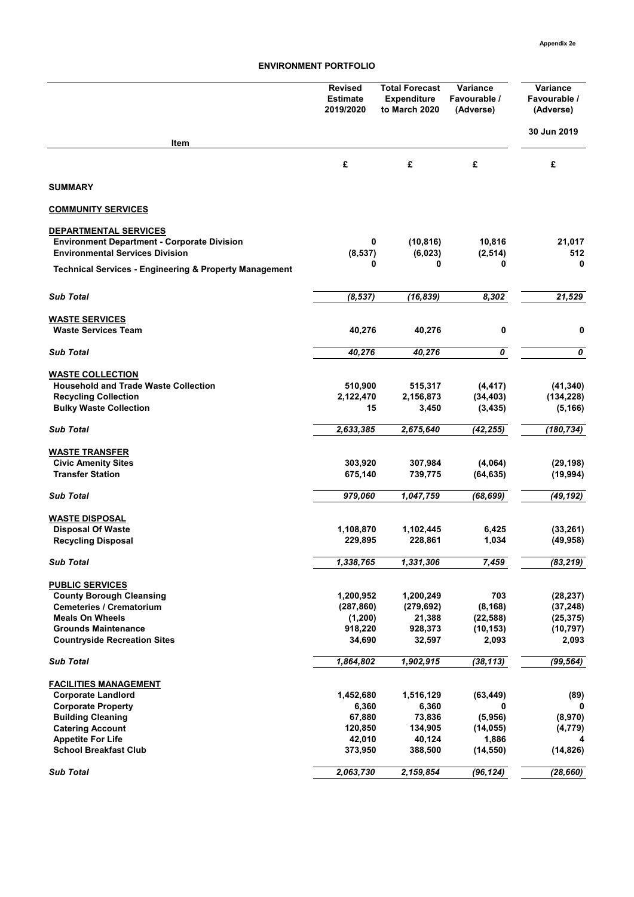Appendix 2e

## ENVIRONMENT PORTFOLIO

| Item | Revised Estimate 2019/2020 | Total Forecast Expenditure to March 2020 | Variance Favourable / (Adverse) | Variance Favourable / (Adverse) 30 Jun 2019 |
|---|---|---|---|---|
| | £ | £ | £ | £ |
| **SUMMARY** | | | | |
| **COMMUNITY SERVICES** | | | | |
| **DEPARTMENTAL SERVICES** | | | | |
| **Environment Department - Corporate Division** | 0 | (10,816) | 10,816 | 21,017 |
| **Environmental Services Division** | (8,537) | (6,023) | (2,514) | 512 |
| **Technical Services - Engineering & Property Management** | 0 | 0 | 0 | 0 |
| ***Sub Total*** | *(8,537)* | *(16,839)* | *8,302* | *21,529* |
| **WASTE SERVICES** | | | | |
| **Waste Services Team** | 40,276 | 40,276 | 0 | 0 |
| ***Sub Total*** | *40,276* | *40,276* | *0* | *0* |
| **WASTE COLLECTION** | | | | |
| **Household and Trade Waste Collection** | 510,900 | 515,317 | (4,417) | (41,340) |
| **Recycling Collection** | 2,122,470 | 2,156,873 | (34,403) | (134,228) |
| **Bulky Waste Collection** | 15 | 3,450 | (3,435) | (5,166) |
| ***Sub Total*** | *2,633,385* | *2,675,640* | *(42,255)* | *(180,734)* |
| **WASTE TRANSFER** | | | | |
| **Civic Amenity Sites** | 303,920 | 307,984 | (4,064) | (29,198) |
| **Transfer Station** | 675,140 | 739,775 | (64,635) | (19,994) |
| ***Sub Total*** | *979,060* | *1,047,759* | *(68,699)* | *(49,192)* |
| **WASTE DISPOSAL** | | | | |
| **Disposal Of Waste** | 1,108,870 | 1,102,445 | 6,425 | (33,261) |
| **Recycling Disposal** | 229,895 | 228,861 | 1,034 | (49,958) |
| ***Sub Total*** | *1,338,765* | *1,331,306* | *7,459* | *(83,219)* |
| **PUBLIC SERVICES** | | | | |
| **County Borough Cleansing** | 1,200,952 | 1,200,249 | 703 | (28,237) |
| **Cemeteries / Crematorium** | (287,860) | (279,692) | (8,168) | (37,248) |
| **Meals On Wheels** | (1,200) | 21,388 | (22,588) | (25,375) |
| **Grounds Maintenance** | 918,220 | 928,373 | (10,153) | (10,797) |
| **Countryside Recreation Sites** | 34,690 | 32,597 | 2,093 | 2,093 |
| ***Sub Total*** | *1,864,802* | *1,902,915* | *(38,113)* | *(99,564)* |
| **FACILITIES MANAGEMENT** | | | | |
| **Corporate Landlord** | 1,452,680 | 1,516,129 | (63,449) | (89) |
| **Corporate Property** | 6,360 | 6,360 | 0 | 0 |
| **Building Cleaning** | 67,880 | 73,836 | (5,956) | (8,970) |
| **Catering Account** | 120,850 | 134,905 | (14,055) | (4,779) |
| **Appetite For Life** | 42,010 | 40,124 | 1,886 | 4 |
| **School Breakfast Club** | 373,950 | 388,500 | (14,550) | (14,826) |
| ***Sub Total*** | *2,063,730* | *2,159,854* | *(96,124)* | *(28,660)* |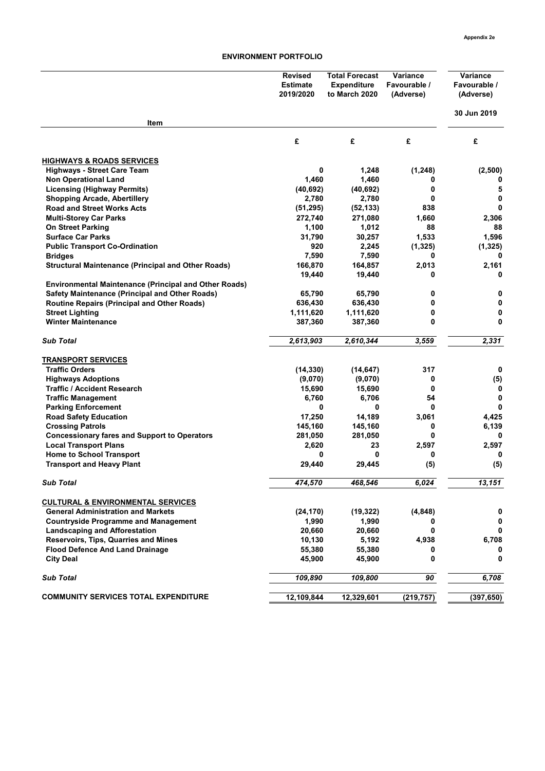Appendix 2e

# ENVIRONMENT PORTFOLIO

| Item | Revised Estimate 2019/2020 | Total Forecast Expenditure to March 2020 | Variance Favourable / (Adverse) | Variance Favourable / (Adverse) 30 Jun 2019 |
|---|---|---|---|---|
| | £ | £ | £ | £ |
| **HIGHWAYS & ROADS SERVICES** | | | | |
| **Highways - Street Care Team** | 0 | 1,248 | (1,248) | (2,500) |
| **Non Operational Land** | 1,460 | 1,460 | 0 | 0 |
| **Licensing (Highway Permits)** | (40,692) | (40,692) | 0 | 5 |
| **Shopping Arcade, Abertillery** | 2,780 | 2,780 | 0 | 0 |
| **Road and Street Works Acts** | (51,295) | (52,133) | 838 | 0 |
| **Multi-Storey Car Parks** | 272,740 | 271,080 | 1,660 | 2,306 |
| **On Street Parking** | 1,100 | 1,012 | 88 | 88 |
| **Surface Car Parks** | 31,790 | 30,257 | 1,533 | 1,596 |
| **Public Transport Co-Ordination** | 920 | 2,245 | (1,325) | (1,325) |
| **Bridges** | 7,590 | 7,590 | 0 | 0 |
| **Structural Maintenance (Principal and Other Roads)** | 166,870 | 164,857 | 2,013 | 2,161 |
| | 19,440 | 19,440 | 0 | 0 |
| **Environmental Maintenance (Principal and Other Roads)** | | | | |
| **Safety Maintenance (Principal and Other Roads)** | 65,790 | 65,790 | 0 | 0 |
| **Routine Repairs (Principal and Other Roads)** | 636,430 | 636,430 | 0 | 0 |
| **Street Lighting** | 1,111,620 | 1,111,620 | 0 | 0 |
| **Winter Maintenance** | 387,360 | 387,360 | 0 | 0 |
| ***Sub Total*** | *2,613,903* | *2,610,344* | *3,559* | *2,331* |
| **TRANSPORT SERVICES** | | | | |
| **Traffic Orders** | (14,330) | (14,647) | 317 | 0 |
| **Highways Adoptions** | (9,070) | (9,070) | 0 | (5) |
| **Traffic / Accident Research** | 15,690 | 15,690 | 0 | 0 |
| **Traffic Management** | 6,760 | 6,706 | 54 | 0 |
| **Parking Enforcement** | 0 | 0 | 0 | 0 |
| **Road Safety Education** | 17,250 | 14,189 | 3,061 | 4,425 |
| **Crossing Patrols** | 145,160 | 145,160 | 0 | 6,139 |
| **Concessionary fares and Support to Operators** | 281,050 | 281,050 | 0 | 0 |
| **Local Transport Plans** | 2,620 | 23 | 2,597 | 2,597 |
| **Home to School Transport** | 0 | 0 | 0 | 0 |
| **Transport and Heavy Plant** | 29,440 | 29,445 | (5) | (5) |
| ***Sub Total*** | *474,570* | *468,546* | *6,024* | *13,151* |
| **CULTURAL & ENVIRONMENTAL SERVICES** | | | | |
| **General Administration and Markets** | (24,170) | (19,322) | (4,848) | 0 |
| **Countryside Programme and Management** | 1,990 | 1,990 | 0 | 0 |
| **Landscaping and Afforestation** | 20,660 | 20,660 | 0 | 0 |
| **Reservoirs, Tips, Quarries and Mines** | 10,130 | 5,192 | 4,938 | 6,708 |
| **Flood Defence And Land Drainage** | 55,380 | 55,380 | 0 | 0 |
| **City Deal** | 45,900 | 45,900 | 0 | 0 |
| ***Sub Total*** | *109,890* | *109,800* | *90* | *6,708* |
| **COMMUNITY SERVICES TOTAL EXPENDITURE** | **12,109,844** | **12,329,601** | **(219,757)** | **(397,650)** |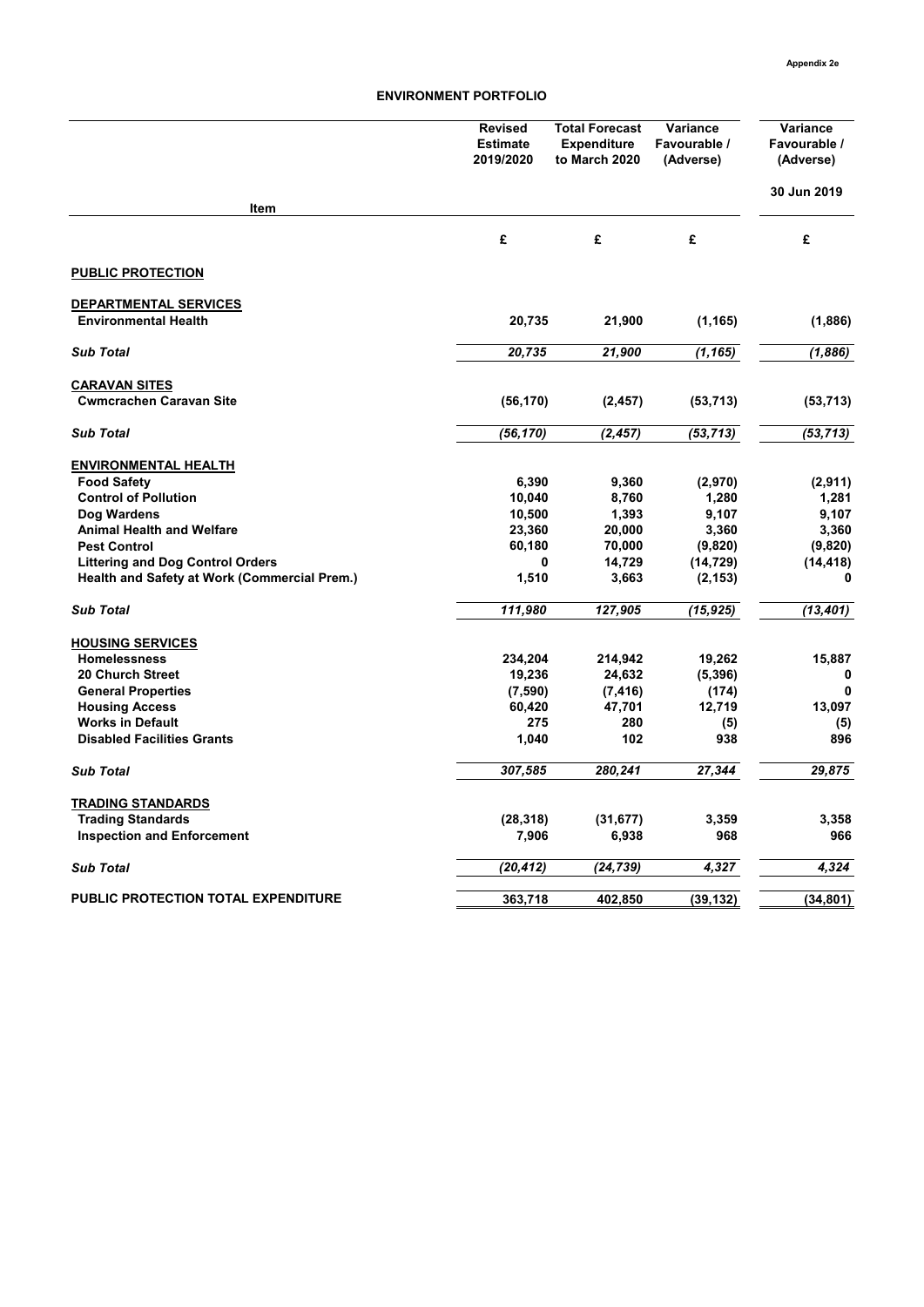Appendix 2e

## ENVIRONMENT PORTFOLIO

| Item | Revised Estimate 2019/2020 | Total Forecast Expenditure to March 2020 | Variance Favourable / (Adverse) | Variance Favourable / (Adverse) 30 Jun 2019 |
|---|---|---|---|---|
| | £ | £ | £ | £ |
| **PUBLIC PROTECTION** | | | | |
| **DEPARTMENTAL SERVICES** | | | | |
| **Environmental Health** | 20,735 | 21,900 | (1,165) | (1,886) |
| ***Sub Total*** | *20,735* | *21,900* | *(1,165)* | *(1,886)* |
| **CARAVAN SITES** | | | | |
| **Cwmcrachen Caravan Site** | (56,170) | (2,457) | (53,713) | (53,713) |
| ***Sub Total*** | *(56,170)* | *(2,457)* | *(53,713)* | *(53,713)* |
| **ENVIRONMENTAL HEALTH** | | | | |
| **Food Safety** | 6,390 | 9,360 | (2,970) | (2,911) |
| **Control of Pollution** | 10,040 | 8,760 | 1,280 | 1,281 |
| **Dog Wardens** | 10,500 | 1,393 | 9,107 | 9,107 |
| **Animal Health and Welfare** | 23,360 | 20,000 | 3,360 | 3,360 |
| **Pest Control** | 60,180 | 70,000 | (9,820) | (9,820) |
| **Littering and Dog Control Orders** | 0 | 14,729 | (14,729) | (14,418) |
| **Health and Safety at Work (Commercial Prem.)** | 1,510 | 3,663 | (2,153) | 0 |
| ***Sub Total*** | *111,980* | *127,905* | *(15,925)* | *(13,401)* |
| **HOUSING SERVICES** | | | | |
| **Homelessness** | 234,204 | 214,942 | 19,262 | 15,887 |
| **20 Church Street** | 19,236 | 24,632 | (5,396) | 0 |
| **General Properties** | (7,590) | (7,416) | (174) | 0 |
| **Housing Access** | 60,420 | 47,701 | 12,719 | 13,097 |
| **Works in Default** | 275 | 280 | (5) | (5) |
| **Disabled Facilities Grants** | 1,040 | 102 | 938 | 896 |
| ***Sub Total*** | *307,585* | *280,241* | *27,344* | *29,875* |
| **TRADING STANDARDS** | | | | |
| **Trading Standards** | (28,318) | (31,677) | 3,359 | 3,358 |
| **Inspection and Enforcement** | 7,906 | 6,938 | 968 | 966 |
| ***Sub Total*** | *(20,412)* | *(24,739)* | *4,327* | *4,324* |
| **PUBLIC PROTECTION TOTAL EXPENDITURE** | 363,718 | 402,850 | (39,132) | (34,801) |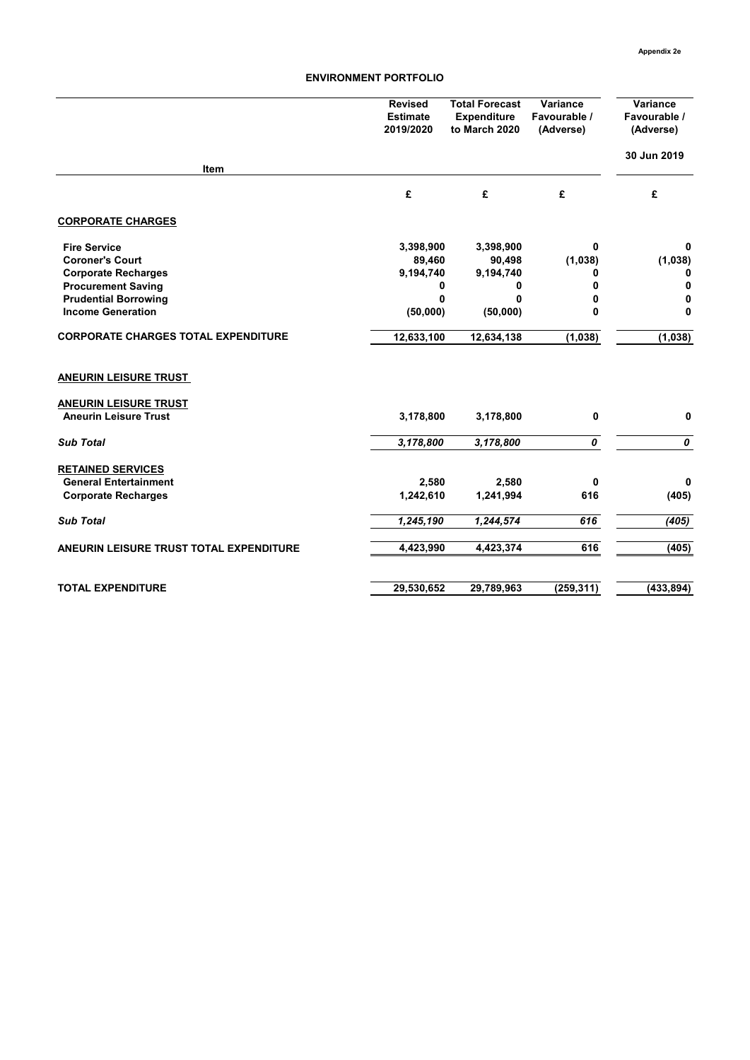Appendix 2e

## ENVIRONMENT PORTFOLIO

| Item | Revised Estimate 2019/2020 | Total Forecast Expenditure to March 2020 | Variance Favourable / (Adverse) | Variance Favourable / (Adverse) 30 Jun 2019 |
|---|---|---|---|---|
| | £ | £ | £ | £ |
| **CORPORATE CHARGES** | | | | |
| **Fire Service** | 3,398,900 | 3,398,900 | 0 | 0 |
| **Coroner's Court** | 89,460 | 90,498 | (1,038) | (1,038) |
| **Corporate Recharges** | 9,194,740 | 9,194,740 | 0 | 0 |
| **Procurement Saving** | 0 | 0 | 0 | 0 |
| **Prudential Borrowing** | 0 | 0 | 0 | 0 |
| **Income Generation** | (50,000) | (50,000) | 0 | 0 |
| **CORPORATE CHARGES TOTAL EXPENDITURE** | 12,633,100 | 12,634,138 | (1,038) | (1,038) |
| **ANEURIN LEISURE TRUST** | | | | |
| **ANEURIN LEISURE TRUST** | | | | |
| **Aneurin Leisure Trust** | 3,178,800 | 3,178,800 | 0 | 0 |
| ***Sub Total*** | *3,178,800* | *3,178,800* | *0* | *0* |
| **RETAINED SERVICES** | | | | |
| **General Entertainment** | 2,580 | 2,580 | 0 | 0 |
| **Corporate Recharges** | 1,242,610 | 1,241,994 | 616 | (405) |
| ***Sub Total*** | *1,245,190* | *1,244,574* | *616* | *(405)* |
| **ANEURIN LEISURE TRUST TOTAL EXPENDITURE** | 4,423,990 | 4,423,374 | 616 | (405) |
| **TOTAL EXPENDITURE** | 29,530,652 | 29,789,963 | (259,311) | (433,894) |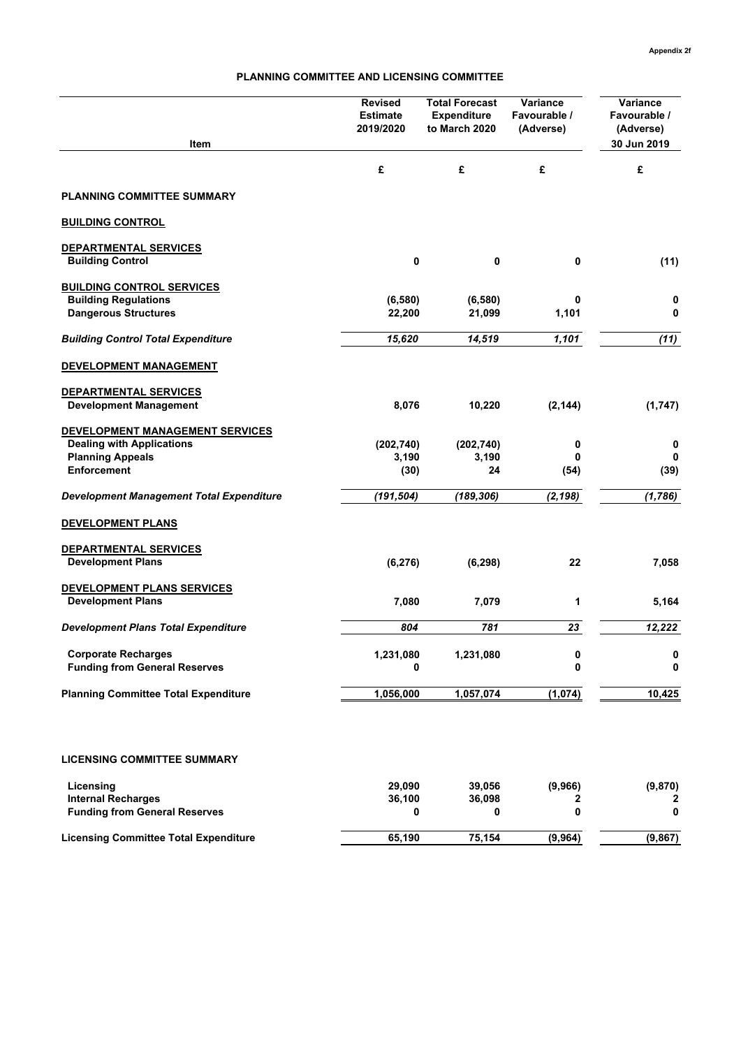Appendix 2f

# PLANNING COMMITTEE AND LICENSING COMMITTEE

| Item | Revised Estimate 2019/2020 | Total Forecast Expenditure to March 2020 | Variance Favourable / (Adverse) | Variance Favourable / (Adverse) 30 Jun 2019 |
|---|---|---|---|---|
| | £ | £ | £ | £ |
| **PLANNING COMMITTEE SUMMARY** | | | | |
| **BUILDING CONTROL** | | | | |
| **DEPARTMENTAL SERVICES** | | | | |
| **Building Control** | 0 | 0 | 0 | (11) |
| **BUILDING CONTROL SERVICES** | | | | |
| **Building Regulations** | (6,580) | (6,580) | 0 | 0 |
| **Dangerous Structures** | 22,200 | 21,099 | 1,101 | 0 |
| ***Building Control Total Expenditure*** | *15,620* | *14,519* | *1,101* | *(11)* |
| **DEVELOPMENT MANAGEMENT** | | | | |
| **DEPARTMENTAL SERVICES** | | | | |
| **Development Management** | 8,076 | 10,220 | (2,144) | (1,747) |
| **DEVELOPMENT MANAGEMENT SERVICES** | | | | |
| **Dealing with Applications** | (202,740) | (202,740) | 0 | 0 |
| **Planning Appeals** | 3,190 | 3,190 | 0 | 0 |
| **Enforcement** | (30) | 24 | (54) | (39) |
| ***Development Management Total Expenditure*** | *(191,504)* | *(189,306)* | *(2,198)* | *(1,786)* |
| **DEVELOPMENT PLANS** | | | | |
| **DEPARTMENTAL SERVICES** | | | | |
| **Development Plans** | (6,276) | (6,298) | 22 | 7,058 |
| **DEVELOPMENT PLANS SERVICES** | | | | |
| **Development Plans** | 7,080 | 7,079 | 1 | 5,164 |
| ***Development Plans Total Expenditure*** | *804* | *781* | *23* | *12,222* |
| **Corporate Recharges** | 1,231,080 | 1,231,080 | 0 | 0 |
| **Funding from General Reserves** | 0 | | 0 | 0 |
| **Planning Committee Total Expenditure** | 1,056,000 | 1,057,074 | (1,074) | 10,425 |

| Item | Revised Estimate 2019/2020 | Total Forecast Expenditure to March 2020 | Variance Favourable / (Adverse) | Variance Favourable / (Adverse) 30 Jun 2019 |
|---|---|---|---|---|
| **LICENSING COMMITTEE SUMMARY** | | | | |
| **Licensing** | 29,090 | 39,056 | (9,966) | (9,870) |
| **Internal Recharges** | 36,100 | 36,098 | 2 | 2 |
| **Funding from General Reserves** | 0 | 0 | 0 | 0 |
| **Licensing Committee Total Expenditure** | 65,190 | 75,154 | (9,964) | (9,867) |